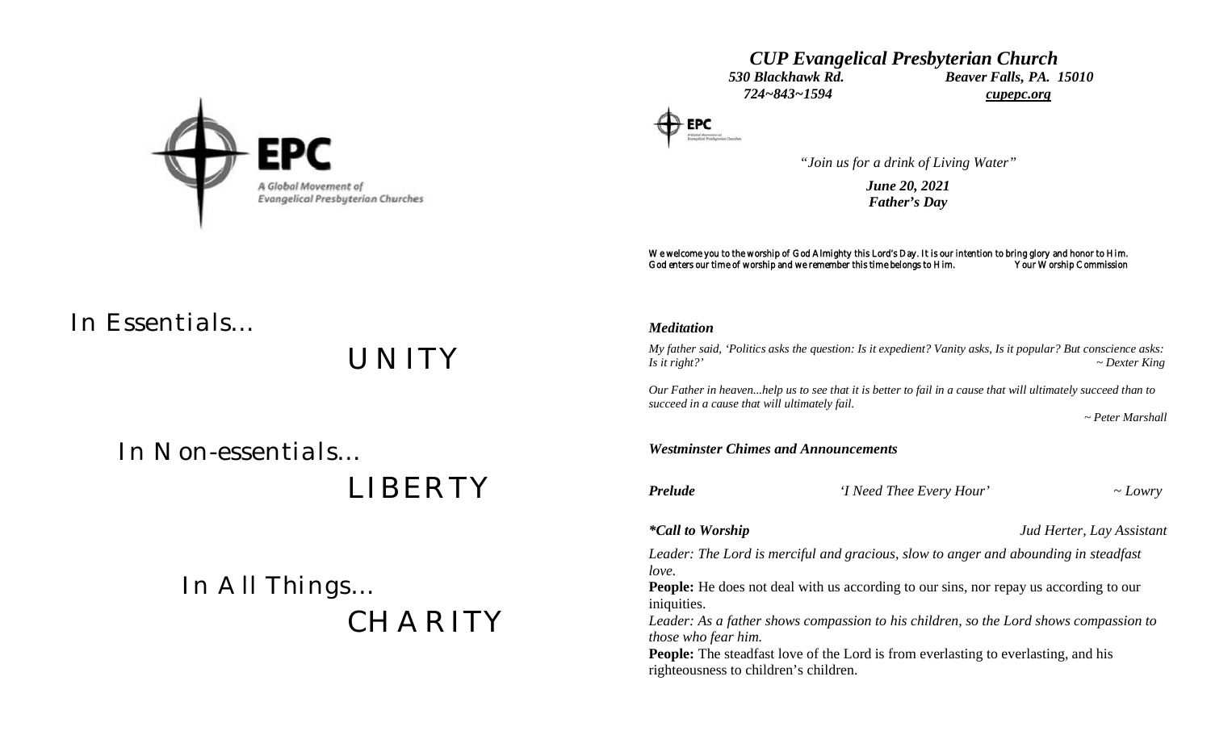EPC
A Global Movement of Evangelical Presbyterian Churches

In Essentials...

UNITY

In Non-essentials...

LIBERTY

In All Things...

CHARITY

# *CUP Evangelical Presbyterian Church*

***530 Blackhawk Rd.*** ***Beaver Falls, PA. 15010***
***724~843~1594*** ***cupepc.org***

*"Join us for a drink of Living Water"*

***June 20, 2021***
***Father's Day***

We welcome you to the worship of God Almighty this Lord's Day. It is our intention to bring glory and honor to Him. God enters our time of worship and we remember this time belongs to Him. Your Worship Commission

***Meditation***

*My father said, 'Politics asks the question: Is it expedient? Vanity asks, Is it popular? But conscience asks: Is it right?'* *~ Dexter King*

*Our Father in heaven...help us to see that it is better to fail in a cause that will ultimately succeed than to succeed in a cause that will ultimately fail.*
*~ Peter Marshall*

***Westminster Chimes and Announcements***

***Prelude*** *'I Need Thee Every Hour'* *~ Lowry*

***\*Call to Worship*** *Jud Herter, Lay Assistant*

*Leader: The Lord is merciful and gracious, slow to anger and abounding in steadfast love.*
**People:** He does not deal with us according to our sins, nor repay us according to our iniquities.
*Leader: As a father shows compassion to his children, so the Lord shows compassion to those who fear him.*
**People:** The steadfast love of the Lord is from everlasting to everlasting, and his righteousness to children's children.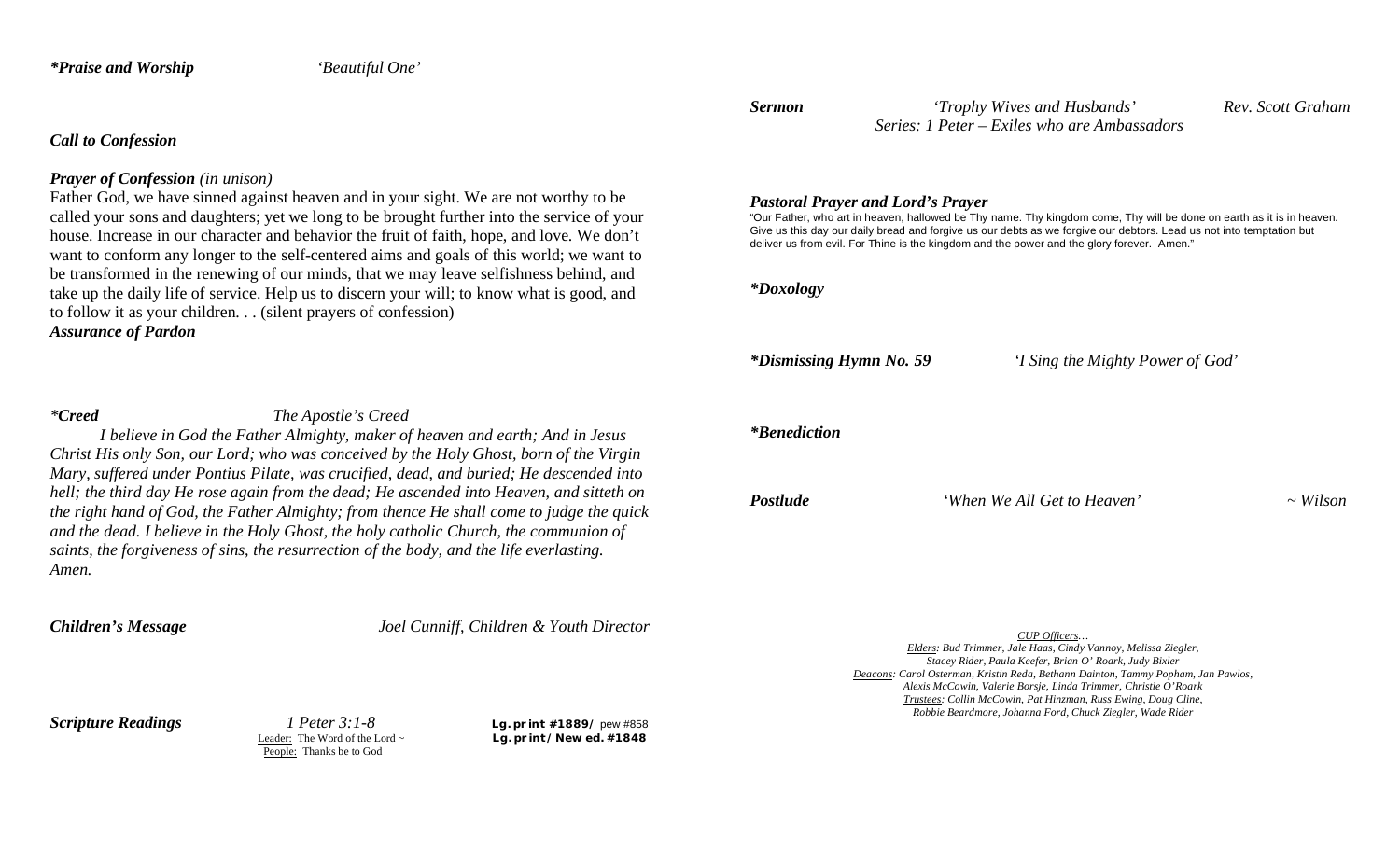***Praise and Worship*** *'Beautiful One'*

***Call to Confession***

***Prayer of Confession*** *(in unison)*

Father God, we have sinned against heaven and in your sight. We are not worthy to be called your sons and daughters; yet we long to be brought further into the service of your house. Increase in our character and behavior the fruit of faith, hope, and love. We don't want to conform any longer to the self-centered aims and goals of this world; we want to be transformed in the renewing of our minds, that we may leave selfishness behind, and take up the daily life of service. Help us to discern your will; to know what is good, and to follow it as your children. . . (silent prayers of confession)

***Assurance of Pardon***

***\*Creed*** *The Apostle's Creed*

*I believe in God the Father Almighty, maker of heaven and earth; And in Jesus Christ His only Son, our Lord; who was conceived by the Holy Ghost, born of the Virgin Mary, suffered under Pontius Pilate, was crucified, dead, and buried; He descended into hell; the third day He rose again from the dead; He ascended into Heaven, and sitteth on the right hand of God, the Father Almighty; from thence He shall come to judge the quick and the dead. I believe in the Holy Ghost, the holy catholic Church, the communion of saints, the forgiveness of sins, the resurrection of the body, and the life everlasting. Amen.*

***Children's Message*** *Joel Cunniff, Children & Youth Director*

***Scripture Readings*** *1 Peter 3:1-8* **Lg. print #1889/** pew #858

Leader: The Word of the Lord ~ **Lg. print/ New ed. #1848**

People: Thanks be to God

***Sermon*** *'Trophy Wives and Husbands'* *Rev. Scott Graham*

*Series: 1 Peter – Exiles who are Ambassadors*

***Pastoral Prayer and Lord's Prayer***

"Our Father, who art in heaven, hallowed be Thy name. Thy kingdom come, Thy will be done on earth as it is in heaven. Give us this day our daily bread and forgive us our debts as we forgive our debtors. Lead us not into temptation but deliver us from evil. For Thine is the kingdom and the power and the glory forever. Amen."

***\*Doxology***

***\*Dismissing Hymn No. 59*** *'I Sing the Mighty Power of God'*

***\*Benediction***

***Postlude*** *'When We All Get to Heaven'* *~ Wilson*

*CUP Officers…*

*Elders: Bud Trimmer, Jale Haas, Cindy Vannoy, Melissa Ziegler, Stacey Rider, Paula Keefer, Brian O' Roark, Judy Bixler*

*Deacons: Carol Osterman, Kristin Reda, Bethann Dainton, Tammy Popham, Jan Pawlos, Alexis McCowin, Valerie Borsje, Linda Trimmer, Christie O'Roark*

*Trustees: Collin McCowin, Pat Hinzman, Russ Ewing, Doug Cline, Robbie Beardmore, Johanna Ford, Chuck Ziegler, Wade Rider*